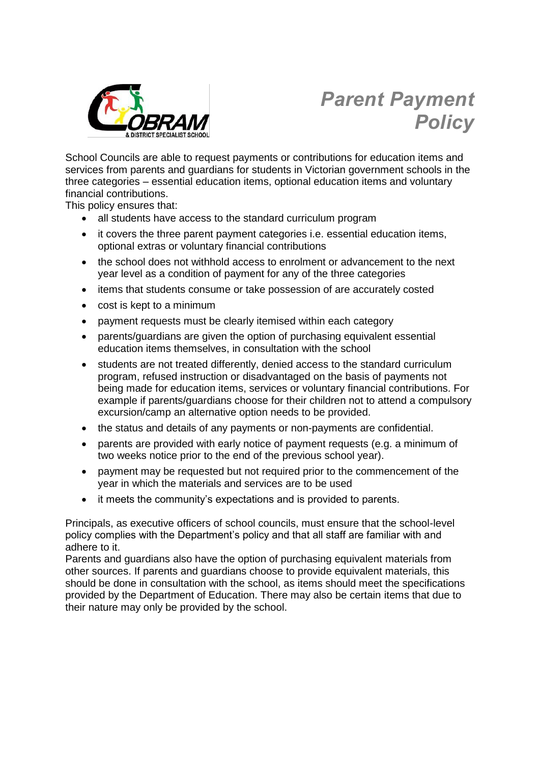# Parent Payment Policy

School Councils are able to request payments or contributions for education items and services from parents and guardians for students in Victorian government schools in the three categories – essential education items, optional education items and voluntary financial contributions.

This policy ensures that:

- all students have access to the standard curriculum program
- it covers the three parent payment categories i.e. essential education items, optional extras or voluntary financial contributions
- the school does not withhold access to enrolment or advancement to the next year level as a condition of payment for any of the three categories
- items that students consume or take possession of are accurately costed
- cost is kept to a minimum
- payment requests must be clearly itemised within each category
- parents/guardians are given the option of purchasing equivalent essential education items themselves, in consultation with the school
- students are not treated differently, denied access to the standard curriculum program, refused instruction or disadvantaged on the basis of payments not being made for education items, services or voluntary financial contributions. For example if parents/guardians choose for their children not to attend a compulsory excursion/camp an alternative option needs to be provided.
- the status and details of any payments or non-payments are confidential.
- parents are provided with early notice of payment requests (e.g. a minimum of two weeks notice prior to the end of the previous school year).
- payment may be requested but not required prior to the commencement of the year in which the materials and services are to be used
- it meets the community's expectations and is provided to parents.

Principals, as executive officers of school councils, must ensure that the school-level policy complies with the Department's policy and that all staff are familiar with and adhere to it.

Parents and guardians also have the option of purchasing equivalent materials from other sources. If parents and guardians choose to provide equivalent materials, this should be done in consultation with the school, as items should meet the specifications provided by the Department of Education. There may also be certain items that due to their nature may only be provided by the school.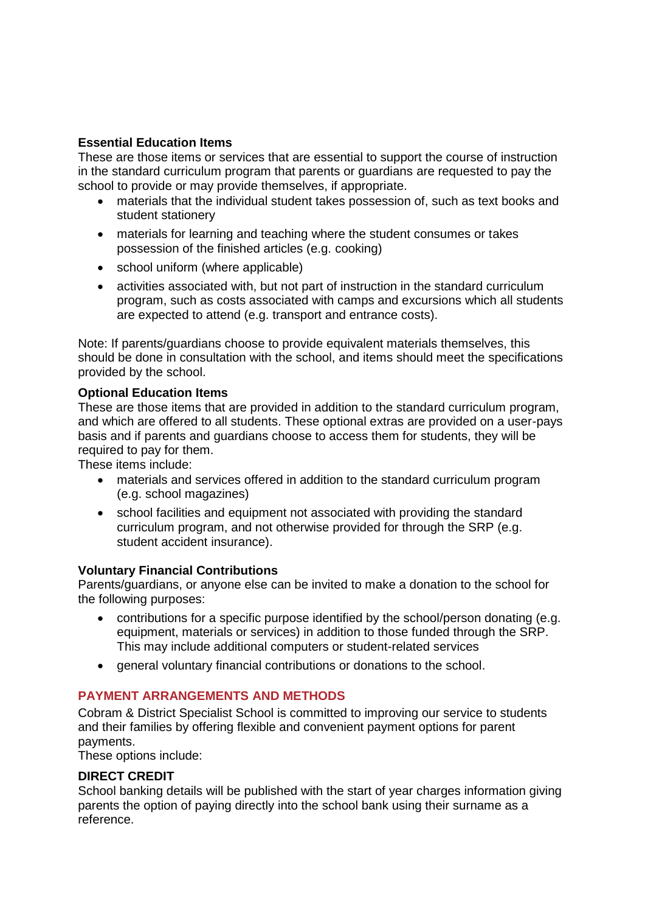**Essential Education Items**

These are those items or services that are essential to support the course of instruction in the standard curriculum program that parents or guardians are requested to pay the school to provide or may provide themselves, if appropriate.

- materials that the individual student takes possession of, such as text books and student stationery
- materials for learning and teaching where the student consumes or takes possession of the finished articles (e.g. cooking)
- school uniform (where applicable)
- activities associated with, but not part of instruction in the standard curriculum program, such as costs associated with camps and excursions which all students are expected to attend (e.g. transport and entrance costs).

Note: If parents/guardians choose to provide equivalent materials themselves, this should be done in consultation with the school, and items should meet the specifications provided by the school.

**Optional Education Items**

These are those items that are provided in addition to the standard curriculum program, and which are offered to all students. These optional extras are provided on a user-pays basis and if parents and guardians choose to access them for students, they will be required to pay for them.

These items include:

- materials and services offered in addition to the standard curriculum program (e.g. school magazines)
- school facilities and equipment not associated with providing the standard curriculum program, and not otherwise provided for through the SRP (e.g. student accident insurance).

**Voluntary Financial Contributions**

Parents/guardians, or anyone else can be invited to make a donation to the school for the following purposes:

- contributions for a specific purpose identified by the school/person donating (e.g. equipment, materials or services) in addition to those funded through the SRP. This may include additional computers or student-related services
- general voluntary financial contributions or donations to the school.

## PAYMENT ARRANGEMENTS AND METHODS

Cobram & District Specialist School is committed to improving our service to students and their families by offering flexible and convenient payment options for parent payments.

These options include:

**DIRECT CREDIT**

School banking details will be published with the start of year charges information giving parents the option of paying directly into the school bank using their surname as a reference.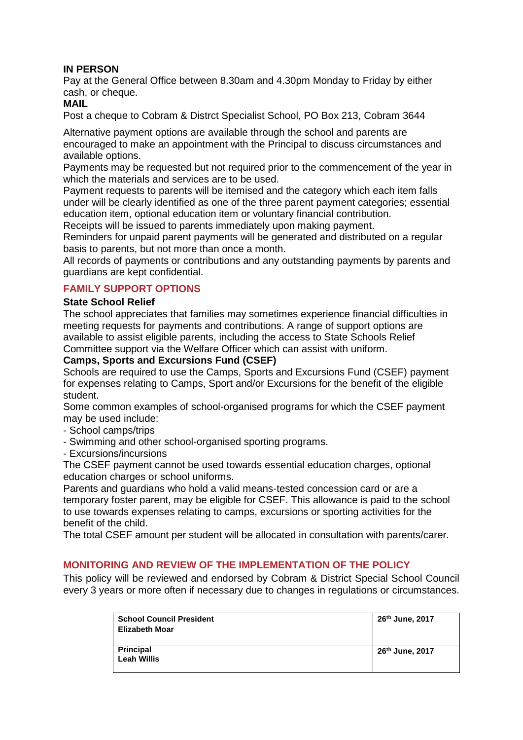**IN PERSON**

Pay at the General Office between 8.30am and 4.30pm Monday to Friday by either cash, or cheque.

**MAIL**

Post a cheque to Cobram & Distrct Specialist School, PO Box 213, Cobram 3644

Alternative payment options are available through the school and parents are encouraged to make an appointment with the Principal to discuss circumstances and available options.

Payments may be requested but not required prior to the commencement of the year in which the materials and services are to be used.

Payment requests to parents will be itemised and the category which each item falls under will be clearly identified as one of the three parent payment categories; essential education item, optional education item or voluntary financial contribution.

Receipts will be issued to parents immediately upon making payment.

Reminders for unpaid parent payments will be generated and distributed on a regular basis to parents, but not more than once a month.

All records of payments or contributions and any outstanding payments by parents and guardians are kept confidential.

## FAMILY SUPPORT OPTIONS

**State School Relief**

The school appreciates that families may sometimes experience financial difficulties in meeting requests for payments and contributions. A range of support options are available to assist eligible parents, including the access to State Schools Relief Committee support via the Welfare Officer which can assist with uniform.

**Camps, Sports and Excursions Fund (CSEF)**

Schools are required to use the Camps, Sports and Excursions Fund (CSEF) payment for expenses relating to Camps, Sport and/or Excursions for the benefit of the eligible student.

Some common examples of school-organised programs for which the CSEF payment may be used include:

- School camps/trips
- Swimming and other school-organised sporting programs.
- Excursions/incursions

The CSEF payment cannot be used towards essential education charges, optional education charges or school uniforms.

Parents and guardians who hold a valid means-tested concession card or are a temporary foster parent, may be eligible for CSEF. This allowance is paid to the school to use towards expenses relating to camps, excursions or sporting activities for the benefit of the child.

The total CSEF amount per student will be allocated in consultation with parents/carer.

## MONITORING AND REVIEW OF THE IMPLEMENTATION OF THE POLICY

This policy will be reviewed and endorsed by Cobram & District Special School Council every 3 years or more often if necessary due to changes in regulations or circumstances.

| | |
|---|---|
| **School Council President**<br>**Elizabeth Moar** | **26th June, 2017** |
| **Principal**<br>**Leah Willis** | **26th June, 2017** |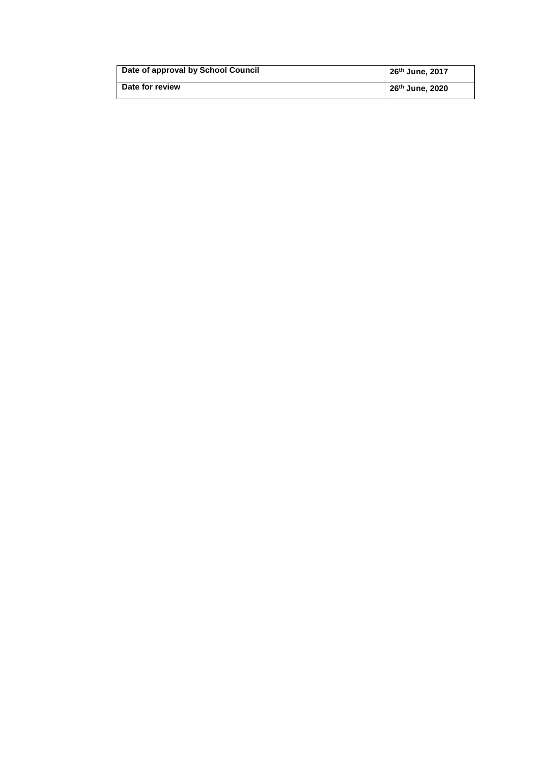| | |
|---|---|
| **Date of approval by School Council** | **26th June, 2017** |
| **Date for review** | **26th June, 2020** |